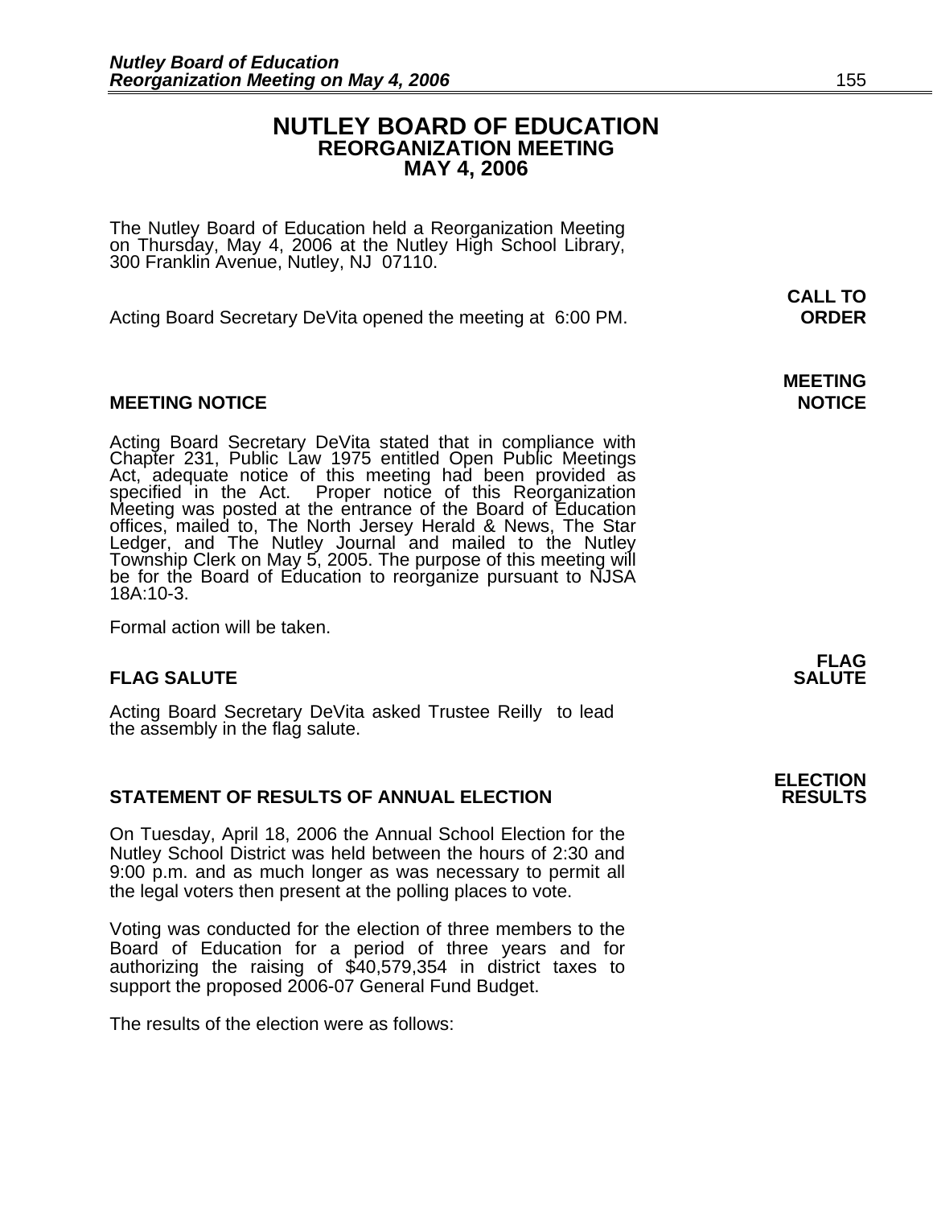# NUTLEY BOARD OF EDUCATION
## REORGANIZATION MEETING
## MAY 4, 2006

The Nutley Board of Education held a Reorganization Meeting on Thursday, May 4, 2006 at the Nutley High School Library, 300 Franklin Avenue, Nutley, NJ 07110.

**CALL TO ORDER**

Acting Board Secretary DeVita opened the meeting at 6:00 PM.

**MEETING NOTICE**

Acting Board Secretary DeVita stated that in compliance with Chapter 231, Public Law 1975 entitled Open Public Meetings Act, adequate notice of this meeting had been provided as specified in the Act. Proper notice of this Reorganization Meeting was posted at the entrance of the Board of Education offices, mailed to, The North Jersey Herald & News, The Star Ledger, and The Nutley Journal and mailed to the Nutley Township Clerk on May 5, 2005. The purpose of this meeting will be for the Board of Education to reorganize pursuant to NJSA 18A:10-3.

Formal action will be taken.

**FLAG SALUTE**

Acting Board Secretary DeVita asked Trustee Reilly to lead the assembly in the flag salute.

**STATEMENT OF RESULTS OF ANNUAL ELECTION** (ELECTION RESULTS)

On Tuesday, April 18, 2006 the Annual School Election for the Nutley School District was held between the hours of 2:30 and 9:00 p.m. and as much longer as was necessary to permit all the legal voters then present at the polling places to vote.

Voting was conducted for the election of three members to the Board of Education for a period of three years and for authorizing the raising of $40,579,354 in district taxes to support the proposed 2006-07 General Fund Budget.

The results of the election were as follows: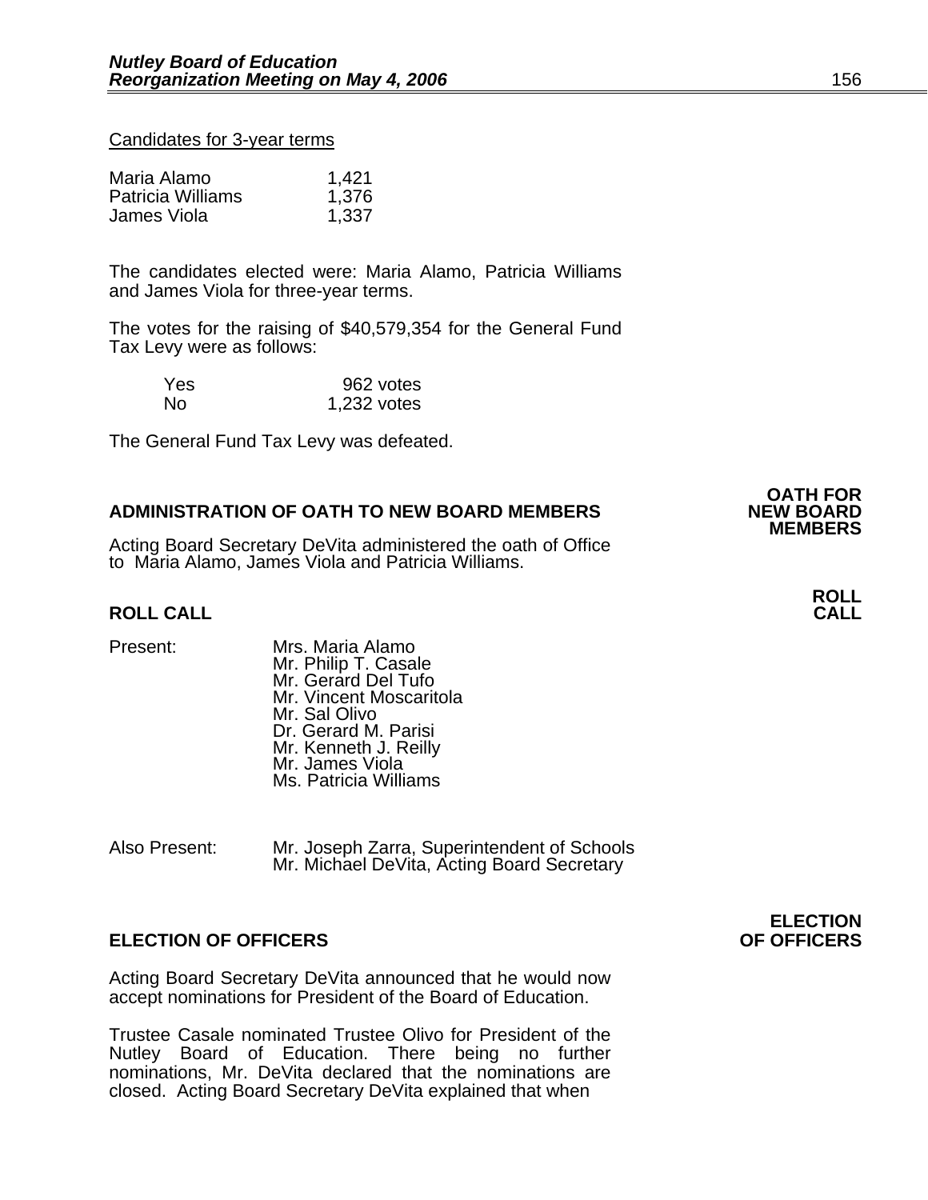Candidates for 3-year terms

| | |
|---|---|
| Maria Alamo | 1,421 |
| Patricia Williams | 1,376 |
| James Viola | 1,337 |

The candidates elected were: Maria Alamo, Patricia Williams and James Viola for three-year terms.

The votes for the raising of $40,579,354 for the General Fund Tax Levy were as follows:

| | |
|---|---|
| Yes | 962 votes |
| No | 1,232 votes |

The General Fund Tax Levy was defeated.

## ADMINISTRATION OF OATH TO NEW BOARD MEMBERS

**OATH FOR NEW BOARD MEMBERS**

Acting Board Secretary DeVita administered the oath of Office to Maria Alamo, James Viola and Patricia Williams.

## ROLL CALL

**ROLL CALL**

Present:
Mrs. Maria Alamo
Mr. Philip T. Casale
Mr. Gerard Del Tufo
Mr. Vincent Moscaritola
Mr. Sal Olivo
Dr. Gerard M. Parisi
Mr. Kenneth J. Reilly
Mr. James Viola
Ms. Patricia Williams

Also Present:
Mr. Joseph Zarra, Superintendent of Schools
Mr. Michael DeVita, Acting Board Secretary

## ELECTION OF OFFICERS

**ELECTION OF OFFICERS**

Acting Board Secretary DeVita announced that he would now accept nominations for President of the Board of Education.

Trustee Casale nominated Trustee Olivo for President of the Nutley Board of Education. There being no further nominations, Mr. DeVita declared that the nominations are closed. Acting Board Secretary DeVita explained that when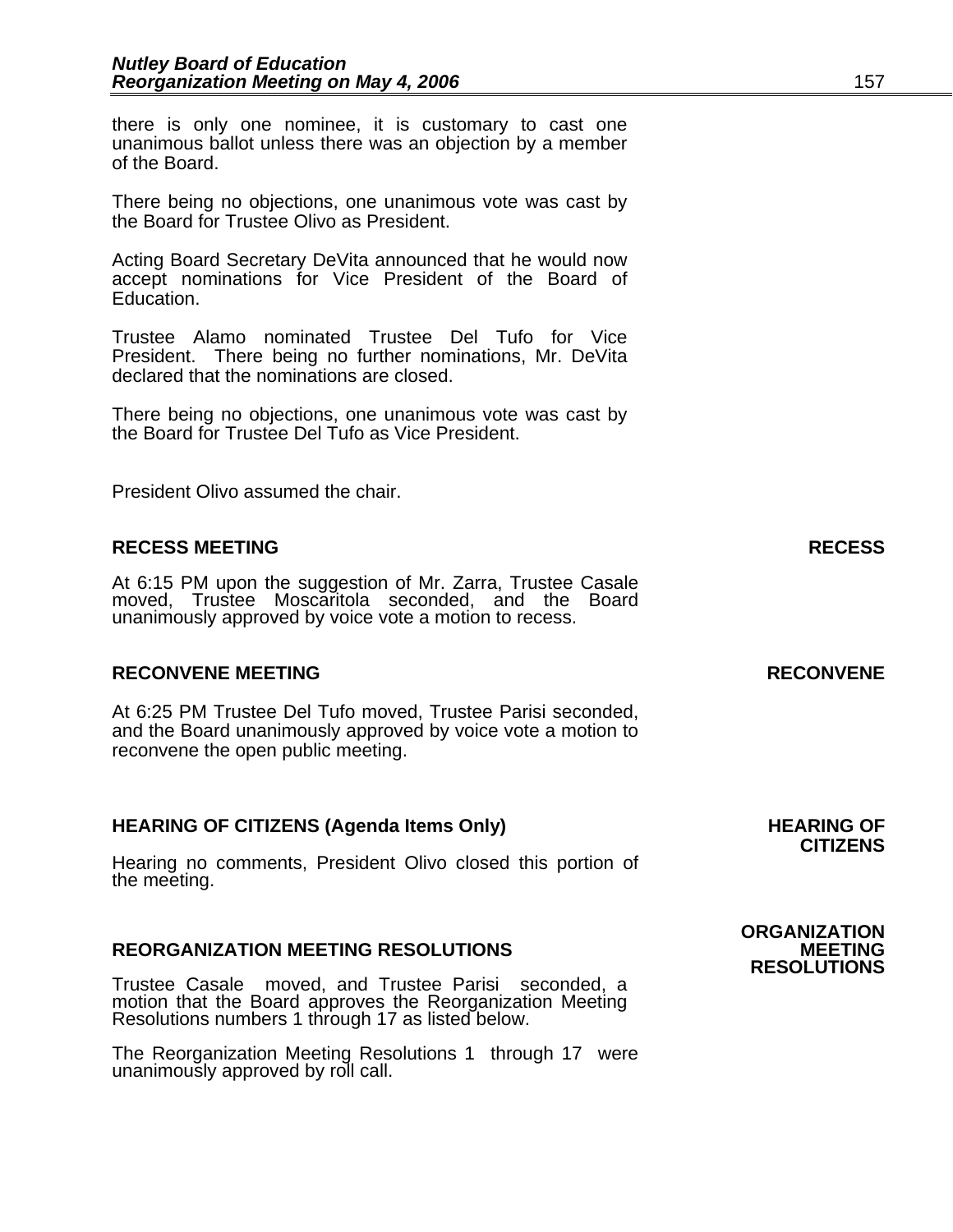there is only one nominee, it is customary to cast one unanimous ballot unless there was an objection by a member of the Board.

There being no objections, one unanimous vote was cast by the Board for Trustee Olivo as President.

Acting Board Secretary DeVita announced that he would now accept nominations for Vice President of the Board of Education.

Trustee Alamo nominated Trustee Del Tufo for Vice President. There being no further nominations, Mr. DeVita declared that the nominations are closed.

There being no objections, one unanimous vote was cast by the Board for Trustee Del Tufo as Vice President.

President Olivo assumed the chair.

**RECESS MEETING** **RECESS**

At 6:15 PM upon the suggestion of Mr. Zarra, Trustee Casale moved, Trustee Moscaritola seconded, and the Board unanimously approved by voice vote a motion to recess.

**RECONVENE MEETING** **RECONVENE**

At 6:25 PM Trustee Del Tufo moved, Trustee Parisi seconded, and the Board unanimously approved by voice vote a motion to reconvene the open public meeting.

**HEARING OF CITIZENS (Agenda Items Only)** **HEARING OF CITIZENS**

Hearing no comments, President Olivo closed this portion of the meeting.

**REORGANIZATION MEETING RESOLUTIONS** **ORGANIZATION MEETING RESOLUTIONS**

Trustee Casale moved, and Trustee Parisi seconded, a motion that the Board approves the Reorganization Meeting Resolutions numbers 1 through 17 as listed below.

The Reorganization Meeting Resolutions 1 through 17 were unanimously approved by roll call.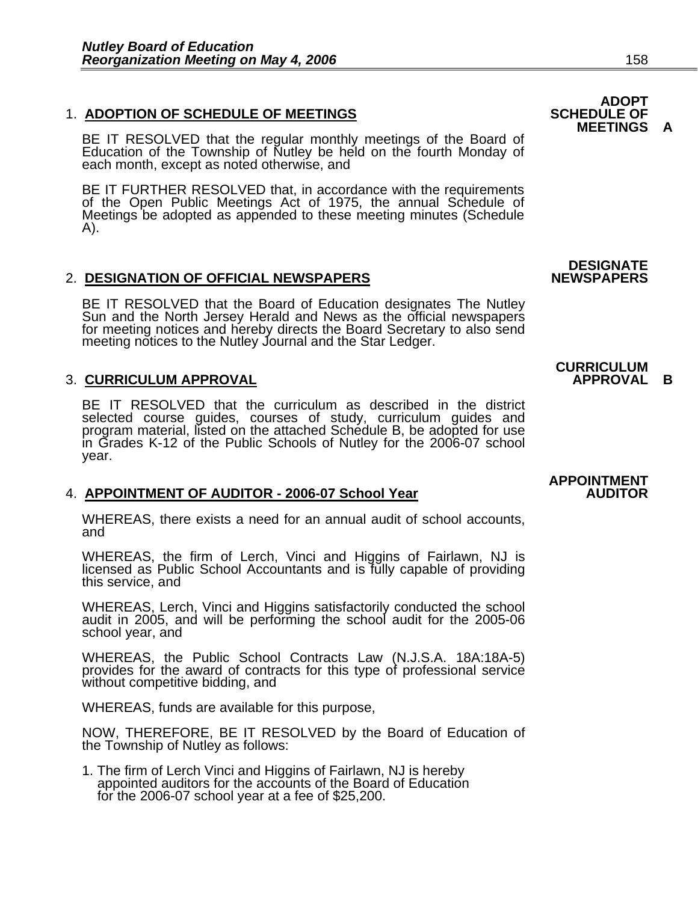**ADOPT SCHEDULE OF MEETINGS A**

1. **ADOPTION OF SCHEDULE OF MEETINGS**

BE IT RESOLVED that the regular monthly meetings of the Board of Education of the Township of Nutley be held on the fourth Monday of each month, except as noted otherwise, and

BE IT FURTHER RESOLVED that, in accordance with the requirements of the Open Public Meetings Act of 1975, the annual Schedule of Meetings be adopted as appended to these meeting minutes (Schedule A).

**DESIGNATE NEWSPAPERS**

2. **DESIGNATION OF OFFICIAL NEWSPAPERS**

BE IT RESOLVED that the Board of Education designates The Nutley Sun and the North Jersey Herald and News as the official newspapers for meeting notices and hereby directs the Board Secretary to also send meeting notices to the Nutley Journal and the Star Ledger.

**CURRICULUM APPROVAL B**

3. **CURRICULUM APPROVAL**

BE IT RESOLVED that the curriculum as described in the district selected course guides, courses of study, curriculum guides and program material, listed on the attached Schedule B, be adopted for use in Grades K-12 of the Public Schools of Nutley for the 2006-07 school year.

**APPOINTMENT AUDITOR**

4. **APPOINTMENT OF AUDITOR - 2006-07 School Year**

WHEREAS, there exists a need for an annual audit of school accounts, and

WHEREAS, the firm of Lerch, Vinci and Higgins of Fairlawn, NJ is licensed as Public School Accountants and is fully capable of providing this service, and

WHEREAS, Lerch, Vinci and Higgins satisfactorily conducted the school audit in 2005, and will be performing the school audit for the 2005-06 school year, and

WHEREAS, the Public School Contracts Law (N.J.S.A. 18A:18A-5) provides for the award of contracts for this type of professional service without competitive bidding, and

WHEREAS, funds are available for this purpose,

NOW, THEREFORE, BE IT RESOLVED by the Board of Education of the Township of Nutley as follows:

1. The firm of Lerch Vinci and Higgins of Fairlawn, NJ is hereby appointed auditors for the accounts of the Board of Education for the 2006-07 school year at a fee of $25,200.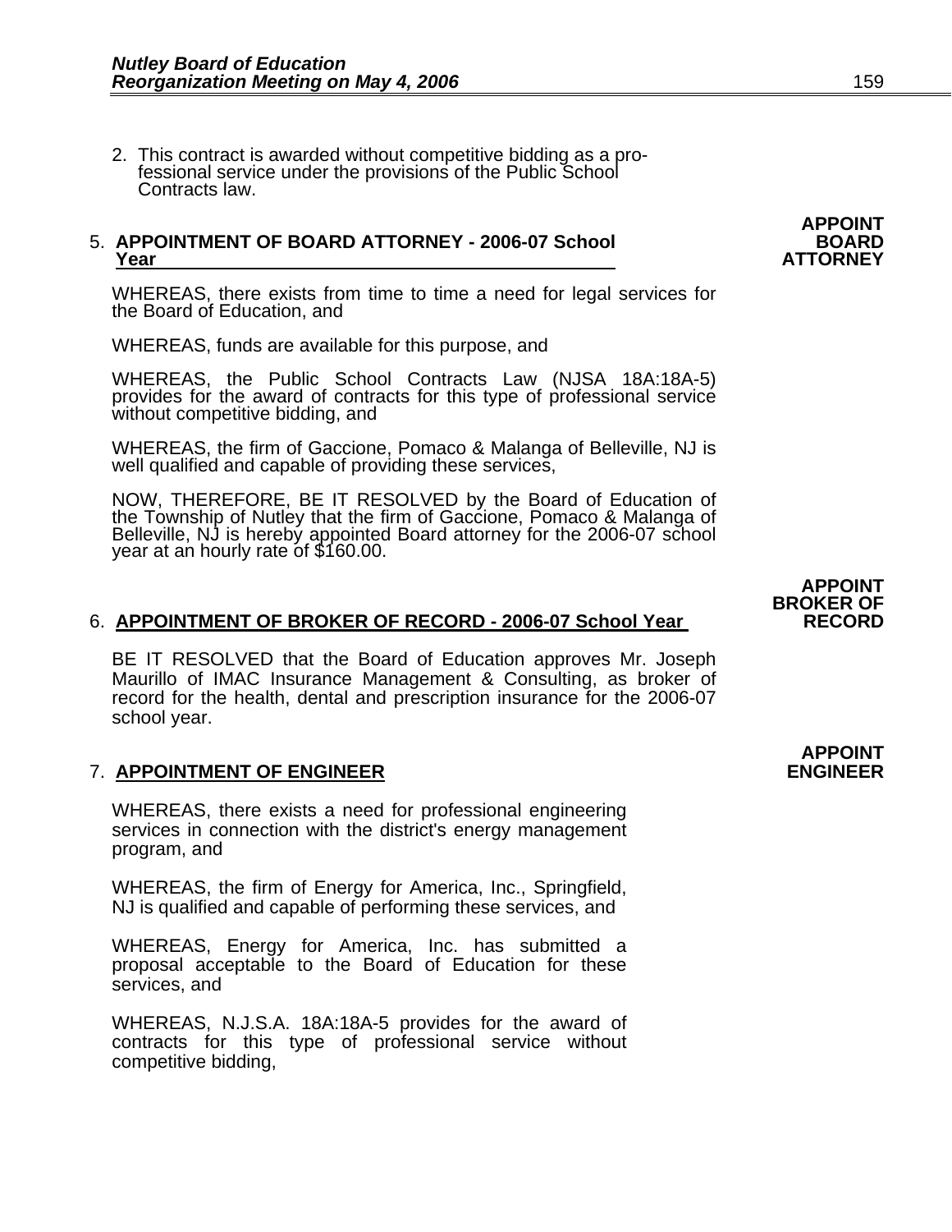2. This contract is awarded without competitive bidding as a professional service under the provisions of the Public School Contracts law.

**APPOINT BOARD ATTORNEY**

5. **APPOINTMENT OF BOARD ATTORNEY - 2006-07 School Year**

WHEREAS, there exists from time to time a need for legal services for the Board of Education, and

WHEREAS, funds are available for this purpose, and

WHEREAS, the Public School Contracts Law (NJSA 18A:18A-5) provides for the award of contracts for this type of professional service without competitive bidding, and

WHEREAS, the firm of Gaccione, Pomaco & Malanga of Belleville, NJ is well qualified and capable of providing these services,

NOW, THEREFORE, BE IT RESOLVED by the Board of Education of the Township of Nutley that the firm of Gaccione, Pomaco & Malanga of Belleville, NJ is hereby appointed Board attorney for the 2006-07 school year at an hourly rate of $160.00.

**APPOINT BROKER OF RECORD**

6. **APPOINTMENT OF BROKER OF RECORD - 2006-07 School Year**

BE IT RESOLVED that the Board of Education approves Mr. Joseph Maurillo of IMAC Insurance Management & Consulting, as broker of record for the health, dental and prescription insurance for the 2006-07 school year.

**APPOINT ENGINEER**

7. **APPOINTMENT OF ENGINEER**

WHEREAS, there exists a need for professional engineering services in connection with the district's energy management program, and

WHEREAS, the firm of Energy for America, Inc., Springfield, NJ is qualified and capable of performing these services, and

WHEREAS, Energy for America, Inc. has submitted a proposal acceptable to the Board of Education for these services, and

WHEREAS, N.J.S.A. 18A:18A-5 provides for the award of contracts for this type of professional service without competitive bidding,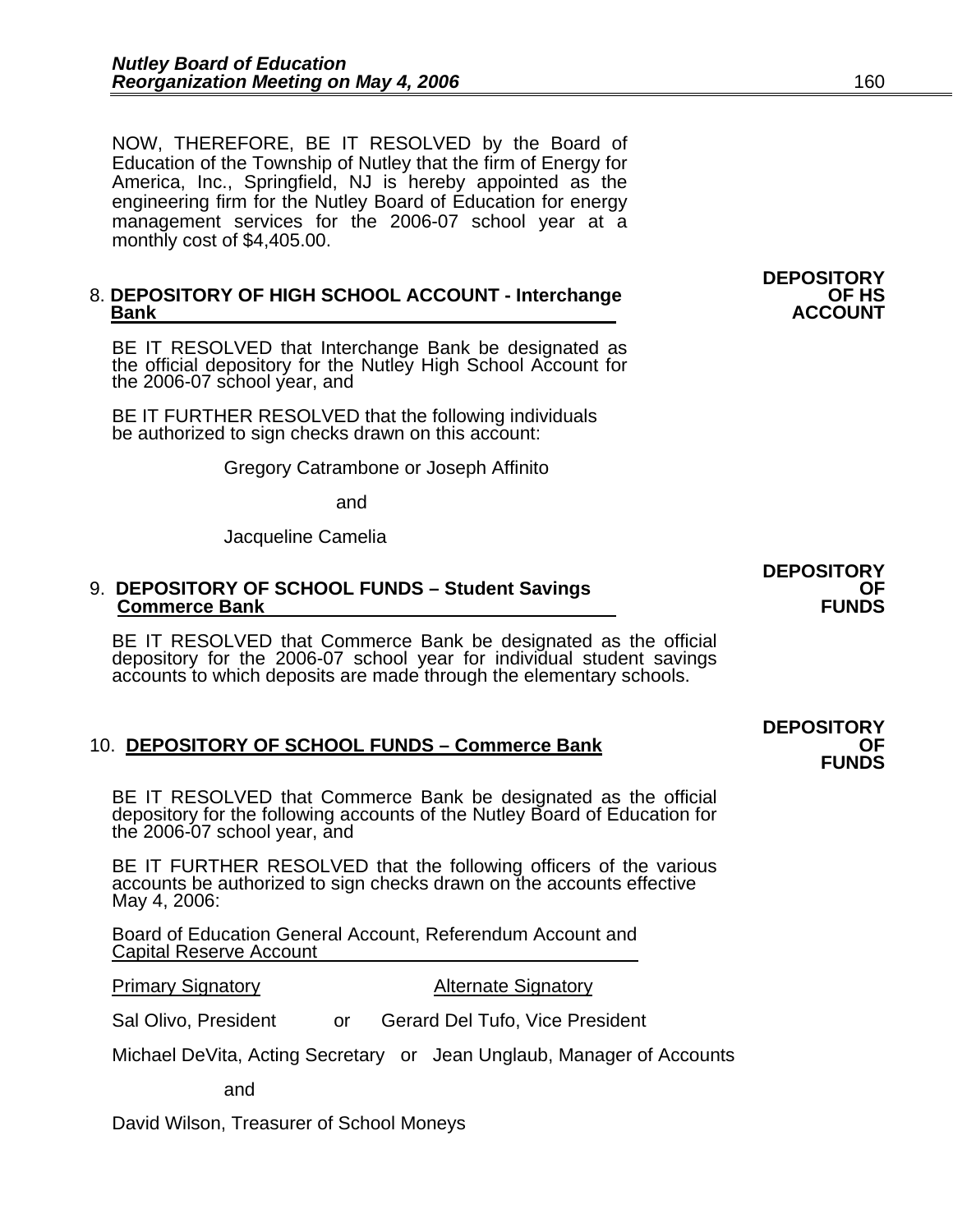NOW, THEREFORE, BE IT RESOLVED by the Board of Education of the Township of Nutley that the firm of Energy for America, Inc., Springfield, NJ is hereby appointed as the engineering firm for the Nutley Board of Education for energy management services for the 2006-07 school year at a monthly cost of $4,405.00.

**DEPOSITORY OF HS ACCOUNT**

8. **DEPOSITORY OF HIGH SCHOOL ACCOUNT - Interchange Bank**

BE IT RESOLVED that Interchange Bank be designated as the official depository for the Nutley High School Account for the 2006-07 school year, and

BE IT FURTHER RESOLVED that the following individuals be authorized to sign checks drawn on this account:

Gregory Catrambone or Joseph Affinito

and

Jacqueline Camelia

**DEPOSITORY OF FUNDS**

9. **DEPOSITORY OF SCHOOL FUNDS – Student Savings Commerce Bank**

BE IT RESOLVED that Commerce Bank be designated as the official depository for the 2006-07 school year for individual student savings accounts to which deposits are made through the elementary schools.

**DEPOSITORY OF FUNDS**

10. **DEPOSITORY OF SCHOOL FUNDS – Commerce Bank**

BE IT RESOLVED that Commerce Bank be designated as the official depository for the following accounts of the Nutley Board of Education for the 2006-07 school year, and

BE IT FURTHER RESOLVED that the following officers of the various accounts be authorized to sign checks drawn on the accounts effective May 4, 2006:

Board of Education General Account, Referendum Account and Capital Reserve Account

| Primary Signatory | | Alternate Signatory |
|---|---|---|
| Sal Olivo, President | or | Gerard Del Tufo, Vice President |
| Michael DeVita, Acting Secretary | or | Jean Unglaub, Manager of Accounts |

and

David Wilson, Treasurer of School Moneys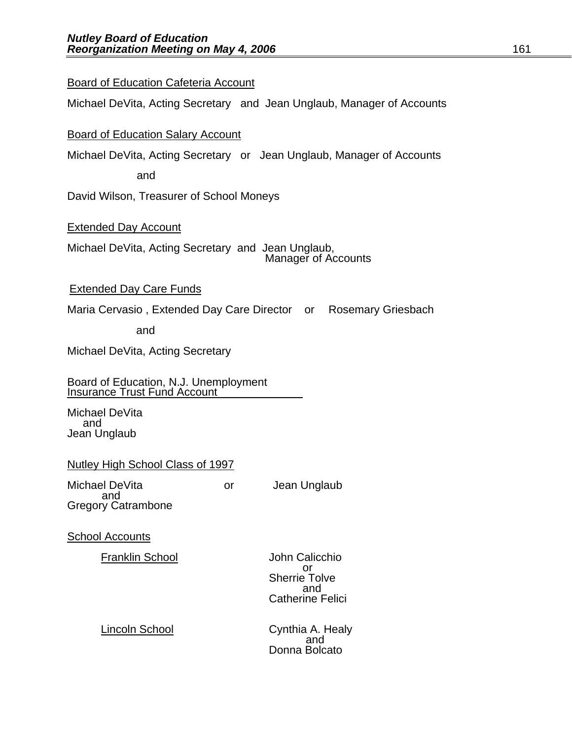Board of Education Cafeteria Account

Michael DeVita, Acting Secretary and Jean Unglaub, Manager of Accounts

Board of Education Salary Account

Michael DeVita, Acting Secretary or Jean Unglaub, Manager of Accounts

and

David Wilson, Treasurer of School Moneys

Extended Day Account

Michael DeVita, Acting Secretary and Jean Unglaub,
Manager of Accounts

Extended Day Care Funds

Maria Cervasio , Extended Day Care Director or Rosemary Griesbach

and

Michael DeVita, Acting Secretary

Board of Education, N.J. Unemployment
Insurance Trust Fund Account

Michael DeVita
and
Jean Unglaub

Nutley High School Class of 1997

Michael DeVita or Jean Unglaub
and
Gregory Catrambone

School Accounts

| | |
|---|---|
| Franklin School | John Calicchio<br>or<br>Sherrie Tolve<br>and<br>Catherine Felici |
| Lincoln School | Cynthia A. Healy<br>and<br>Donna Bolcato |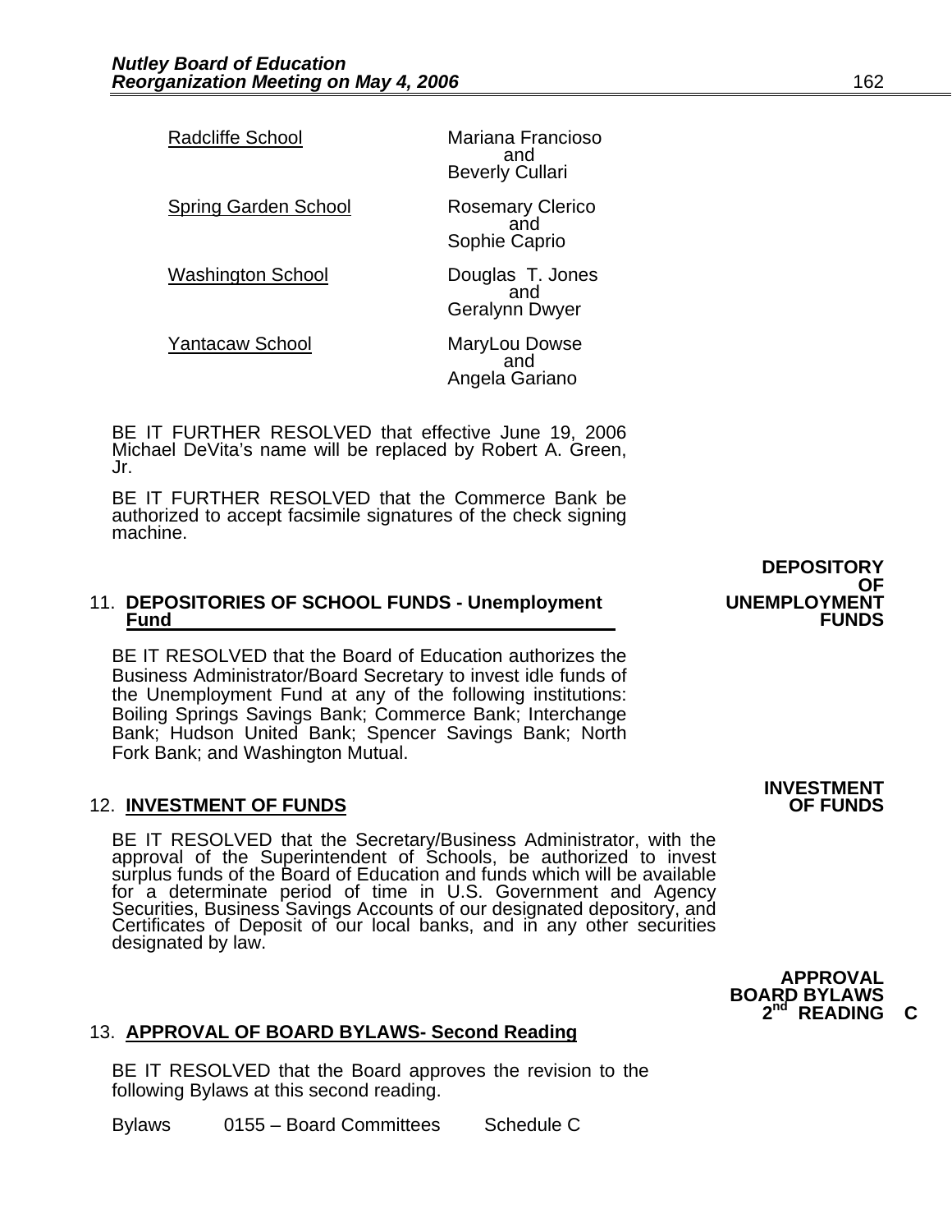| | |
|---|---|
| Radcliffe School | Mariana Francioso and Beverly Cullari |
| Spring Garden School | Rosemary Clerico and Sophie Caprio |
| Washington School | Douglas T. Jones and Geralynn Dwyer |
| Yantacaw School | MaryLou Dowse and Angela Gariano |

BE IT FURTHER RESOLVED that effective June 19, 2006 Michael DeVita's name will be replaced by Robert A. Green, Jr.

BE IT FURTHER RESOLVED that the Commerce Bank be authorized to accept facsimile signatures of the check signing machine.

**DEPOSITORY OF UNEMPLOYMENT FUNDS**

11. **DEPOSITORIES OF SCHOOL FUNDS - Unemployment Fund**

BE IT RESOLVED that the Board of Education authorizes the Business Administrator/Board Secretary to invest idle funds of the Unemployment Fund at any of the following institutions: Boiling Springs Savings Bank; Commerce Bank; Interchange Bank; Hudson United Bank; Spencer Savings Bank; North Fork Bank; and Washington Mutual.

**INVESTMENT OF FUNDS**

12. **INVESTMENT OF FUNDS**

BE IT RESOLVED that the Secretary/Business Administrator, with the approval of the Superintendent of Schools, be authorized to invest surplus funds of the Board of Education and funds which will be available for a determinate period of time in U.S. Government and Agency Securities, Business Savings Accounts of our designated depository, and Certificates of Deposit of our local banks, and in any other securities designated by law.

**APPROVAL BOARD BYLAWS 2nd READING C**

13. **APPROVAL OF BOARD BYLAWS- Second Reading**

BE IT RESOLVED that the Board approves the revision to the following Bylaws at this second reading.

Bylaws 0155 – Board Committees Schedule C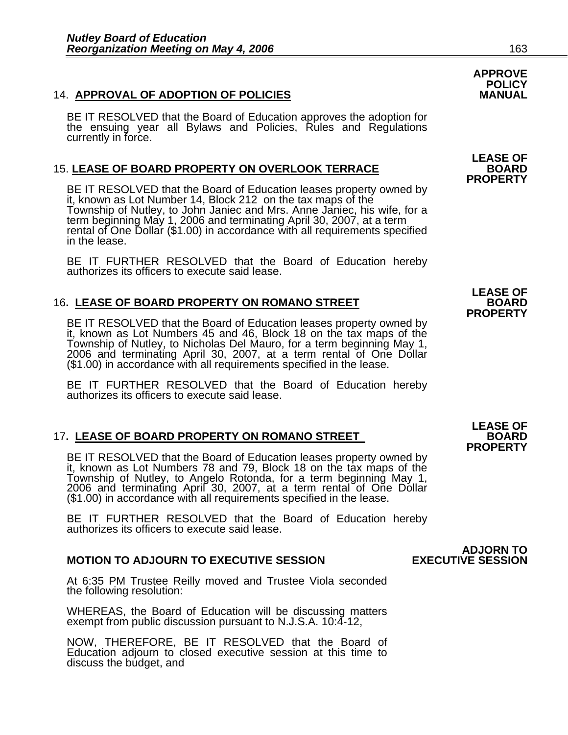**APPROVE POLICY MANUAL**

14. **APPROVAL OF ADOPTION OF POLICIES**

BE IT RESOLVED that the Board of Education approves the adoption for the ensuing year all Bylaws and Policies, Rules and Regulations currently in force.

**LEASE OF BOARD PROPERTY**

15. **LEASE OF BOARD PROPERTY ON OVERLOOK TERRACE**

BE IT RESOLVED that the Board of Education leases property owned by it, known as Lot Number 14, Block 212 on the tax maps of the Township of Nutley, to John Janiec and Mrs. Anne Janiec, his wife, for a term beginning May 1, 2006 and terminating April 30, 2007, at a term rental of One Dollar ($1.00) in accordance with all requirements specified in the lease.

BE IT FURTHER RESOLVED that the Board of Education hereby authorizes its officers to execute said lease.

**LEASE OF BOARD PROPERTY**

16. **LEASE OF BOARD PROPERTY ON ROMANO STREET**

BE IT RESOLVED that the Board of Education leases property owned by it, known as Lot Numbers 45 and 46, Block 18 on the tax maps of the Township of Nutley, to Nicholas Del Mauro, for a term beginning May 1, 2006 and terminating April 30, 2007, at a term rental of One Dollar ($1.00) in accordance with all requirements specified in the lease.

BE IT FURTHER RESOLVED that the Board of Education hereby authorizes its officers to execute said lease.

**LEASE OF BOARD PROPERTY**

17. **LEASE OF BOARD PROPERTY ON ROMANO STREET**

BE IT RESOLVED that the Board of Education leases property owned by it, known as Lot Numbers 78 and 79, Block 18 on the tax maps of the Township of Nutley, to Angelo Rotonda, for a term beginning May 1, 2006 and terminating April 30, 2007, at a term rental of One Dollar ($1.00) in accordance with all requirements specified in the lease.

BE IT FURTHER RESOLVED that the Board of Education hereby authorizes its officers to execute said lease.

**ADJOURN TO EXECUTIVE SESSION**

**MOTION TO ADJOURN TO EXECUTIVE SESSION**

At 6:35 PM Trustee Reilly moved and Trustee Viola seconded the following resolution:

WHEREAS, the Board of Education will be discussing matters exempt from public discussion pursuant to N.J.S.A. 10:4-12,

NOW, THEREFORE, BE IT RESOLVED that the Board of Education adjourn to closed executive session at this time to discuss the budget, and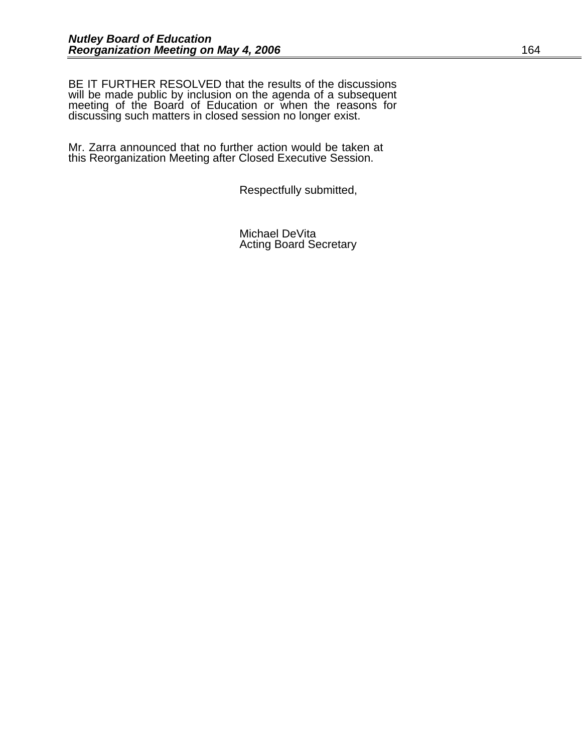BE IT FURTHER RESOLVED that the results of the discussions will be made public by inclusion on the agenda of a subsequent meeting of the Board of Education or when the reasons for discussing such matters in closed session no longer exist.

Mr. Zarra announced that no further action would be taken at this Reorganization Meeting after Closed Executive Session.

Respectfully submitted,

Michael DeVita
Acting Board Secretary